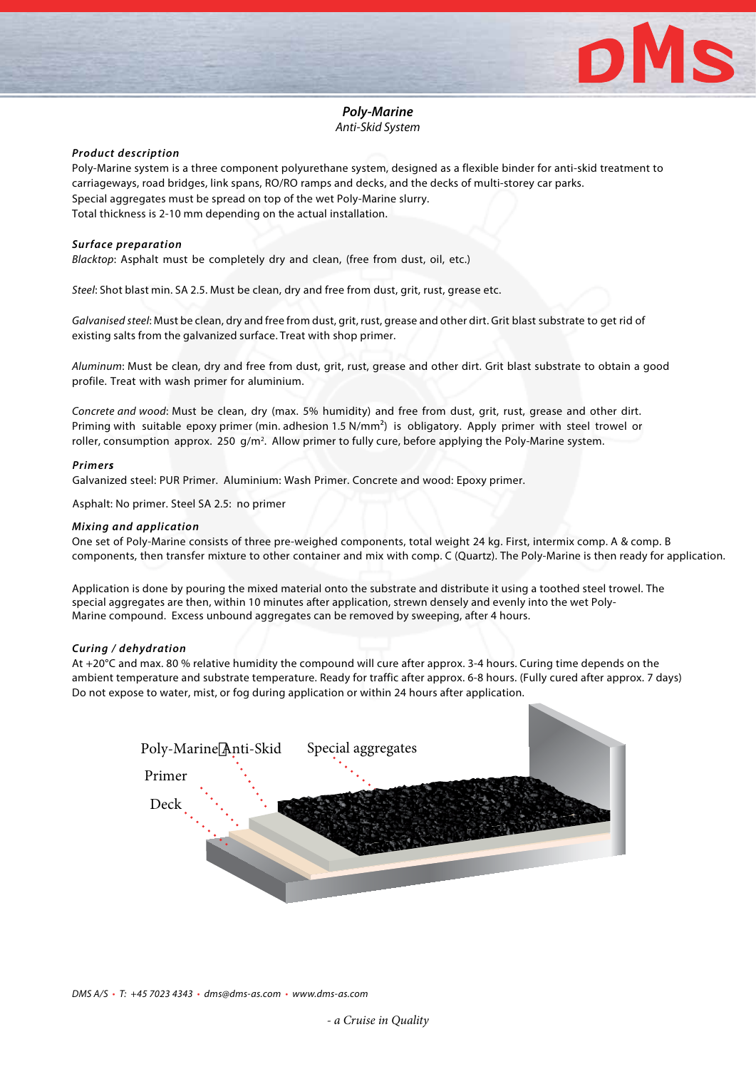# *Poly-Marine*

*Anti-Skid System*

### *Product description*

Poly-Marine system is a three component polyurethane system, designed as a flexible binder for anti-skid treatment to carriageways, road bridges, link spans, RO/RO ramps and decks, and the decks of multi-storey car parks.
Special aggregates must be spread on top of the wet Poly-Marine slurry.
Total thickness is 2-10 mm depending on the actual installation.

### *Surface preparation*

*Blacktop*: Asphalt must be completely dry and clean, (free from dust, oil, etc.)

*Steel*: Shot blast min. SA 2.5. Must be clean, dry and free from dust, grit, rust, grease etc.

*Galvanised steel*: Must be clean, dry and free from dust, grit, rust, grease and other dirt. Grit blast substrate to get rid of existing salts from the galvanized surface. Treat with shop primer.

*Aluminum*: Must be clean, dry and free from dust, grit, rust, grease and other dirt. Grit blast substrate to obtain a good profile. Treat with wash primer for aluminium.

*Concrete and wood*: Must be clean, dry (max. 5% humidity) and free from dust, grit, rust, grease and other dirt. Priming with suitable epoxy primer (min. adhesion 1.5 N/mm²) is obligatory. Apply primer with steel trowel or roller, consumption approx. 250 g/m². Allow primer to fully cure, before applying the Poly-Marine system.

### *Primers*

Galvanized steel: PUR Primer. Aluminium: Wash Primer. Concrete and wood: Epoxy primer.

Asphalt: No primer. Steel SA 2.5: no primer

### *Mixing and application*

One set of Poly-Marine consists of three pre-weighed components, total weight 24 kg. First, intermix comp. A & comp. B components, then transfer mixture to other container and mix with comp. C (Quartz). The Poly-Marine is then ready for application.

Application is done by pouring the mixed material onto the substrate and distribute it using a toothed steel trowel. The special aggregates are then, within 10 minutes after application, strewn densely and evenly into the wet Poly-Marine compound. Excess unbound aggregates can be removed by sweeping, after 4 hours.

### *Curing / dehydration*

At +20°C and max. 80 % relative humidity the compound will cure after approx. 3-4 hours. Curing time depends on the ambient temperature and substrate temperature. Ready for traffic after approx. 6-8 hours. (Fully cured after approx. 7 days)
Do not expose to water, mist, or fog during application or within 24 hours after application.

Poly-Marine Anti-Skid
Special aggregates
Primer
Deck

*DMS A/S • T: +45 7023 4343 • dms@dms-as.com • www.dms-as.com*

*- a Cruise in Quality*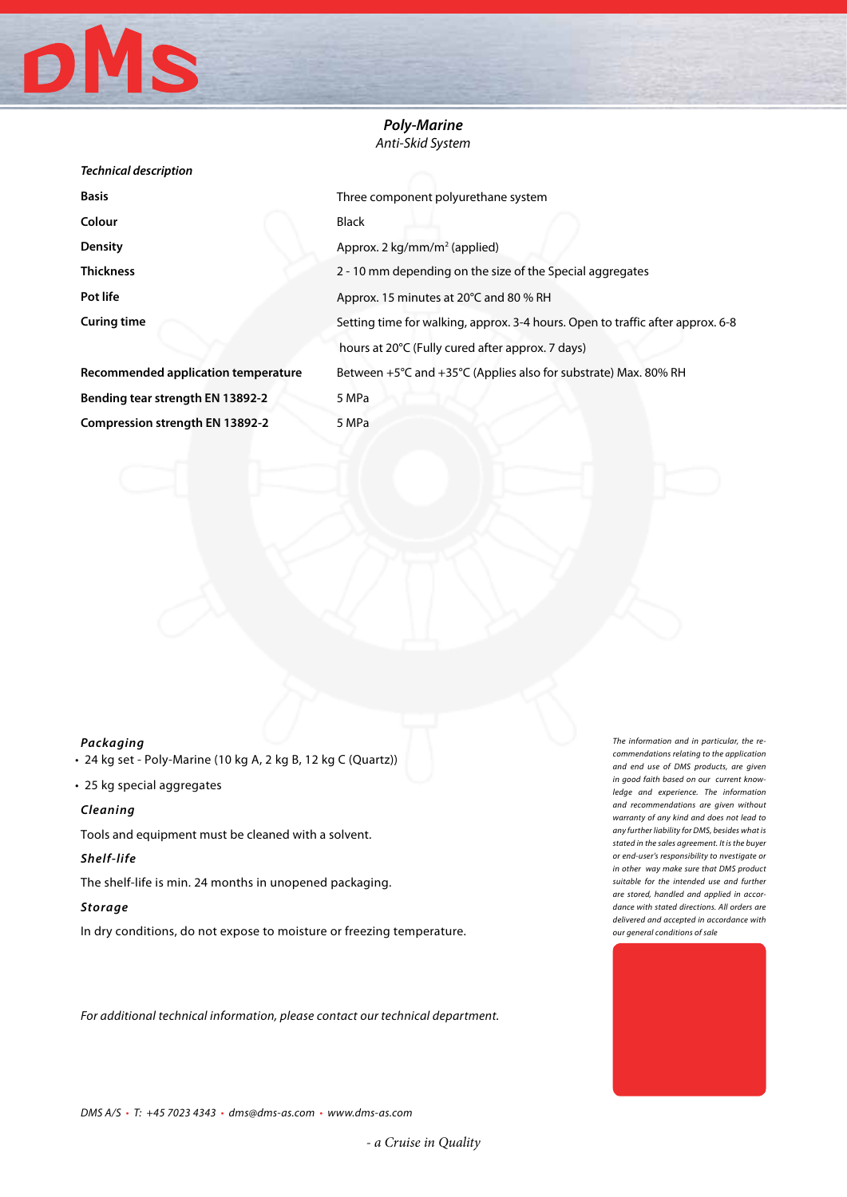## *Poly-Marine*

*Anti-Skid System*

*Technical description*

| | |
|---|---|
| **Basis** | Three component polyurethane system |
| **Colour** | Black |
| **Density** | Approx. 2 kg/mm/m$^2$ (applied) |
| **Thickness** | 2 - 10 mm depending on the size of the Special aggregates |
| **Pot life** | Approx. 15 minutes at 20°C and 80 % RH |
| **Curing time** | Setting time for walking, approx. 3-4 hours. Open to traffic after approx. 6-8 hours at 20°C (Fully cured after approx. 7 days) |
| **Recommended application temperature** | Between +5°C and +35°C (Applies also for substrate) Max. 80% RH |
| **Bending tear strength EN 13892-2** | 5 MPa |
| **Compression strength EN 13892-2** | 5 MPa |

### *Packaging*

- 24 kg set - Poly-Marine (10 kg A, 2 kg B, 12 kg C (Quartz))
- 25 kg special aggregates

### *Cleaning*

Tools and equipment must be cleaned with a solvent.

### *Shelf-life*

The shelf-life is min. 24 months in unopened packaging.

### *Storage*

In dry conditions, do not expose to moisture or freezing temperature.

*For additional technical information, please contact our technical department.*

*The information and in particular, the recommendations relating to the application and end use of DMS products, are given in good faith based on our current knowledge and experience. The information and recommendations are given without warranty of any kind and does not lead to any further liability for DMS, besides what is stated in the sales agreement. It is the buyer or end-user's responsibility to nvestigate or in other way make sure that DMS product suitable for the intended use and further are stored, handled and applied in accordance with stated directions. All orders are delivered and accepted in accordance with our general conditions of sale*

*DMS A/S • T: +45 7023 4343 • dms@dms-as.com • www.dms-as.com*

*- a Cruise in Quality*